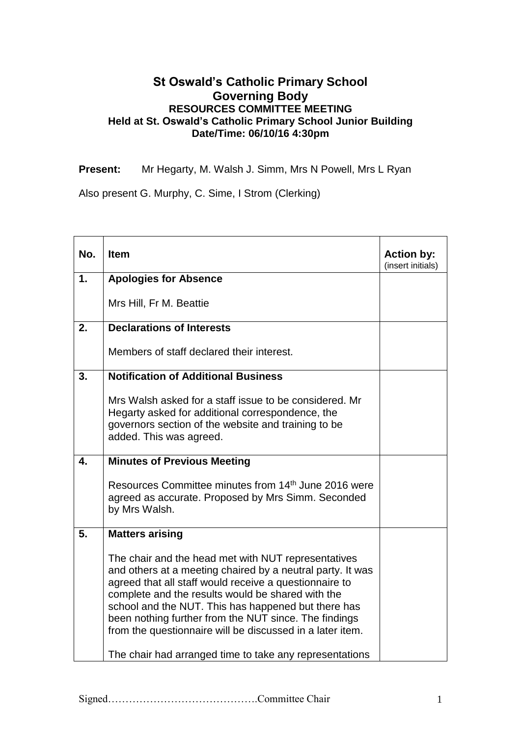# St Oswald's Catholic Primary School
## Governing Body
### RESOURCES COMMITTEE MEETING
### Held at St. Oswald's Catholic Primary School Junior Building
### Date/Time: 06/10/16 4:30pm

**Present:** Mr Hegarty, M. Walsh J. Simm, Mrs N Powell, Mrs L Ryan

Also present G. Murphy, C. Sime, I Strom (Clerking)

| No. | Item | Action by: (insert initials) |
|---|---|---|
| 1. | **Apologies for Absence**<br><br>Mrs Hill, Fr M. Beattie | |
| 2. | **Declarations of Interests**<br><br>Members of staff declared their interest. | |
| 3. | **Notification of Additional Business**<br><br>Mrs Walsh asked for a staff issue to be considered. Mr Hegarty asked for additional correspondence, the governors section of the website and training to be added. This was agreed. | |
| 4. | **Minutes of Previous Meeting**<br><br>Resources Committee minutes from 14th June 2016 were agreed as accurate. Proposed by Mrs Simm. Seconded by Mrs Walsh. | |
| 5. | **Matters arising**<br><br>The chair and the head met with NUT representatives and others at a meeting chaired by a neutral party. It was agreed that all staff would receive a questionnaire to complete and the results would be shared with the school and the NUT. This has happened but there has been nothing further from the NUT since. The findings from the questionnaire will be discussed in a later item.<br><br>The chair had arranged time to take any representations | |

Signed…………………………………….Committee Chair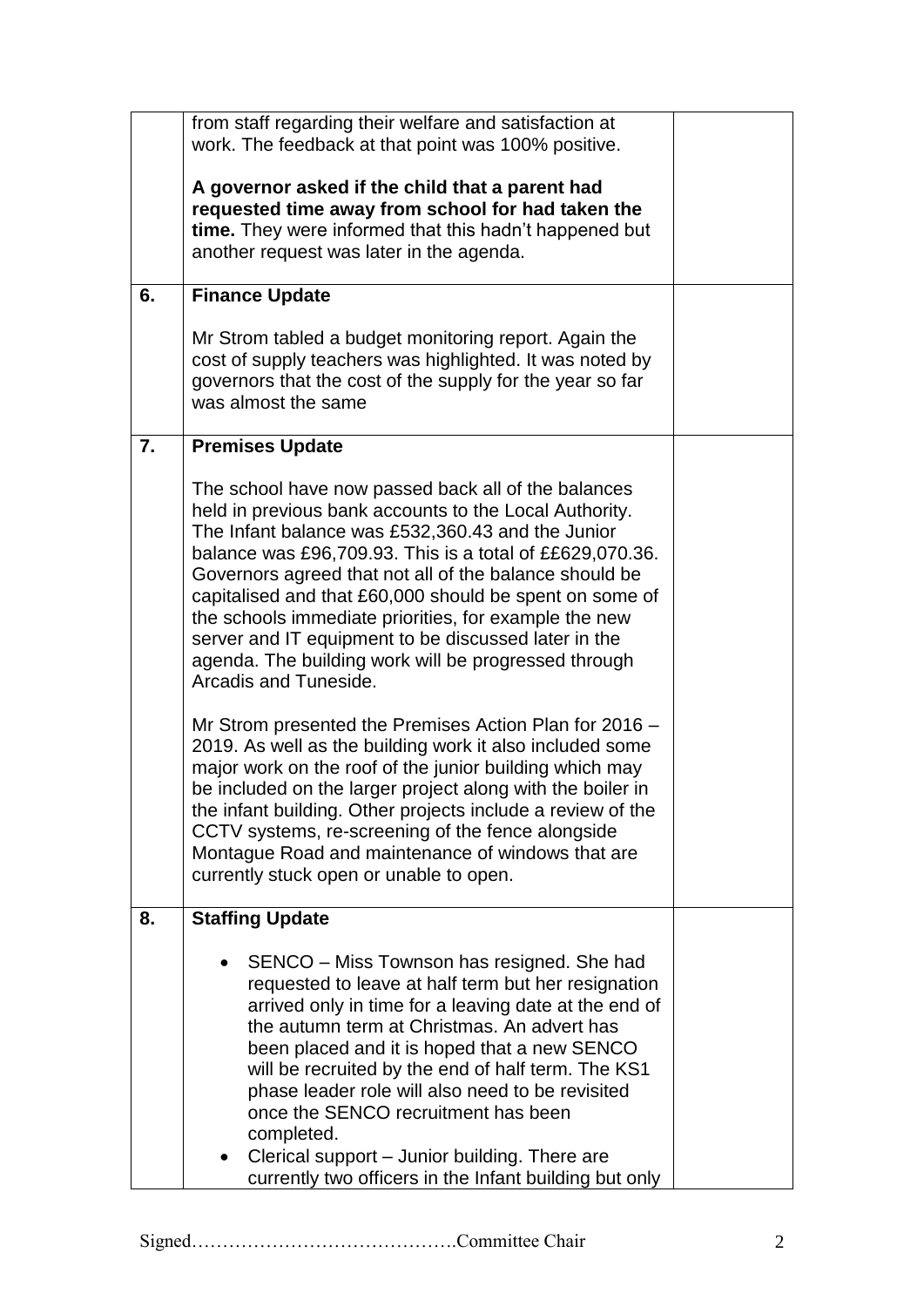| | | |
|---|---|---|
| | from staff regarding their welfare and satisfaction at work. The feedback at that point was 100% positive.<br><br>**A governor asked if the child that a parent had requested time away from school for had taken the time.** They were informed that this hadn't happened but another request was later in the agenda. | |
| **6.** | **Finance Update**<br><br>Mr Strom tabled a budget monitoring report. Again the cost of supply teachers was highlighted. It was noted by governors that the cost of the supply for the year so far was almost the same | |
| **7.** | **Premises Update**<br><br>The school have now passed back all of the balances held in previous bank accounts to the Local Authority. The Infant balance was £532,360.43 and the Junior balance was £96,709.93. This is a total of ££629,070.36. Governors agreed that not all of the balance should be capitalised and that £60,000 should be spent on some of the schools immediate priorities, for example the new server and IT equipment to be discussed later in the agenda. The building work will be progressed through Arcadis and Tuneside.<br><br>Mr Strom presented the Premises Action Plan for 2016 – 2019. As well as the building work it also included some major work on the roof of the junior building which may be included on the larger project along with the boiler in the infant building. Other projects include a review of the CCTV systems, re-screening of the fence alongside Montague Road and maintenance of windows that are currently stuck open or unable to open. | |
| **8.** | **Staffing Update**<br><br>• SENCO – Miss Townson has resigned. She had requested to leave at half term but her resignation arrived only in time for a leaving date at the end of the autumn term at Christmas. An advert has been placed and it is hoped that a new SENCO will be recruited by the end of half term. The KS1 phase leader role will also need to be revisited once the SENCO recruitment has been completed.<br>• Clerical support – Junior building. There are currently two officers in the Infant building but only | |

Signed…………………………………….Committee Chair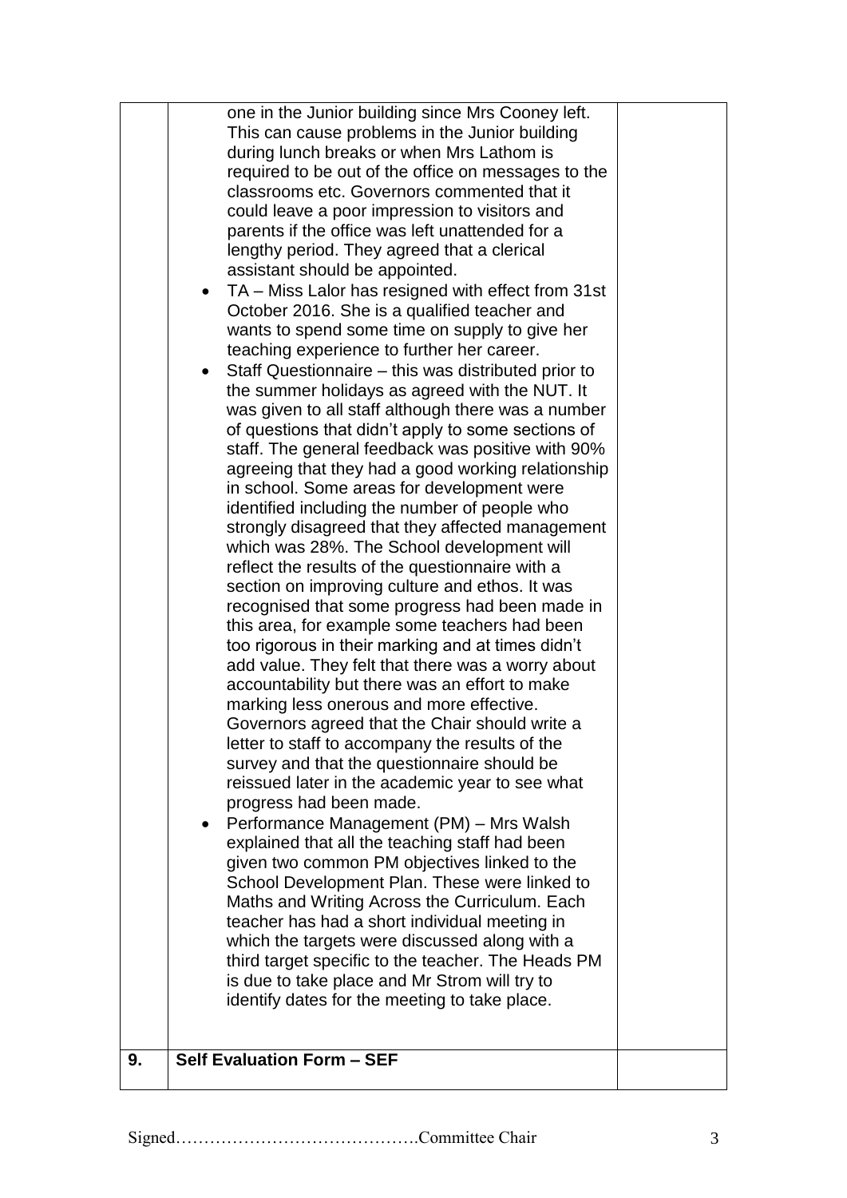| | | |
|---|---|---|
| | one in the Junior building since Mrs Cooney left. This can cause problems in the Junior building during lunch breaks or when Mrs Lathom is required to be out of the office on messages to the classrooms etc. Governors commented that it could leave a poor impression to visitors and parents if the office was left unattended for a lengthy period. They agreed that a clerical assistant should be appointed.<br>• TA – Miss Lalor has resigned with effect from 31st October 2016. She is a qualified teacher and wants to spend some time on supply to give her teaching experience to further her career.<br>• Staff Questionnaire – this was distributed prior to the summer holidays as agreed with the NUT. It was given to all staff although there was a number of questions that didn't apply to some sections of staff. The general feedback was positive with 90% agreeing that they had a good working relationship in school. Some areas for development were identified including the number of people who strongly disagreed that they affected management which was 28%. The School development will reflect the results of the questionnaire with a section on improving culture and ethos. It was recognised that some progress had been made in this area, for example some teachers had been too rigorous in their marking and at times didn't add value. They felt that there was a worry about accountability but there was an effort to make marking less onerous and more effective. Governors agreed that the Chair should write a letter to staff to accompany the results of the survey and that the questionnaire should be reissued later in the academic year to see what progress had been made.<br>• Performance Management (PM) – Mrs Walsh explained that all the teaching staff had been given two common PM objectives linked to the School Development Plan. These were linked to Maths and Writing Across the Curriculum. Each teacher has had a short individual meeting in which the targets were discussed along with a third target specific to the teacher. The Heads PM is due to take place and Mr Strom will try to identify dates for the meeting to take place. | |
| **9.** | **Self Evaluation Form – SEF** | |

Signed…………………………………….Committee Chair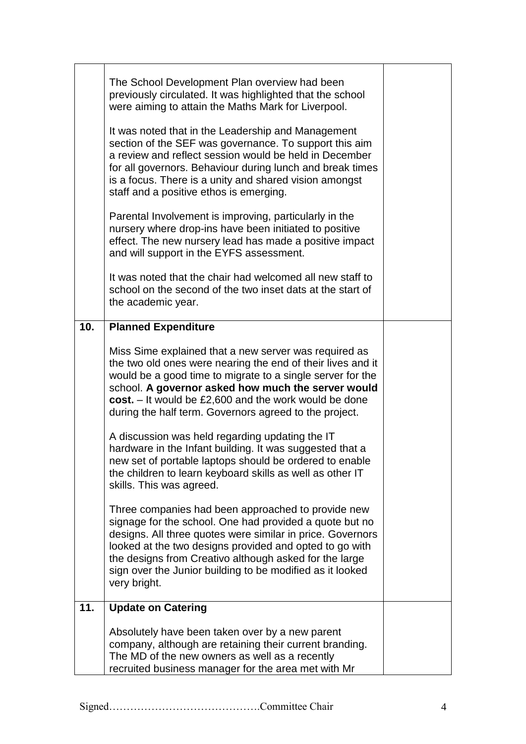| | | |
|---|---|---|
| | The School Development Plan overview had been previously circulated. It was highlighted that the school were aiming to attain the Maths Mark for Liverpool.<br><br>It was noted that in the Leadership and Management section of the SEF was governance. To support this aim a review and reflect session would be held in December for all governors. Behaviour during lunch and break times is a focus. There is a unity and shared vision amongst staff and a positive ethos is emerging.<br><br>Parental Involvement is improving, particularly in the nursery where drop-ins have been initiated to positive effect. The new nursery lead has made a positive impact and will support in the EYFS assessment.<br><br>It was noted that the chair had welcomed all new staff to school on the second of the two inset dats at the start of the academic year. | |
| **10.** | **Planned Expenditure**<br><br>Miss Sime explained that a new server was required as the two old ones were nearing the end of their lives and it would be a good time to migrate to a single server for the school. **A governor asked how much the server would cost.** – It would be £2,600 and the work would be done during the half term. Governors agreed to the project.<br><br>A discussion was held regarding updating the IT hardware in the Infant building. It was suggested that a new set of portable laptops should be ordered to enable the children to learn keyboard skills as well as other IT skills. This was agreed.<br><br>Three companies had been approached to provide new signage for the school. One had provided a quote but no designs. All three quotes were similar in price. Governors looked at the two designs provided and opted to go with the designs from Creativo although asked for the large sign over the Junior building to be modified as it looked very bright. | |
| **11.** | **Update on Catering**<br><br>Absolutely have been taken over by a new parent company, although are retaining their current branding. The MD of the new owners as well as a recently recruited business manager for the area met with Mr | |

Signed…………………………………….Committee Chair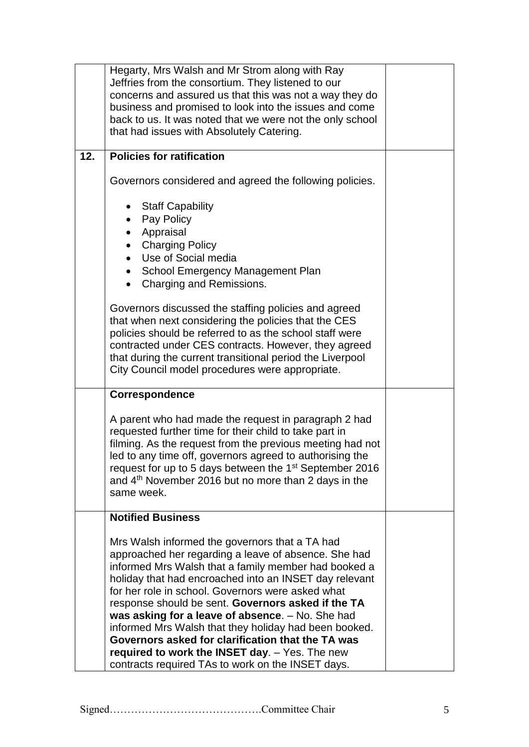| | | |
|---|---|---|
| | Hegarty, Mrs Walsh and Mr Strom along with Ray Jeffries from the consortium. They listened to our concerns and assured us that this was not a way they do business and promised to look into the issues and come back to us. It was noted that we were not the only school that had issues with Absolutely Catering. | |
| **12.** | **Policies for ratification**<br><br>Governors considered and agreed the following policies.<br><br>• Staff Capability<br>• Pay Policy<br>• Appraisal<br>• Charging Policy<br>• Use of Social media<br>• School Emergency Management Plan<br>• Charging and Remissions.<br><br>Governors discussed the staffing policies and agreed that when next considering the policies that the CES policies should be referred to as the school staff were contracted under CES contracts. However, they agreed that during the current transitional period the Liverpool City Council model procedures were appropriate. | |
| | **Correspondence**<br><br>A parent who had made the request in paragraph 2 had requested further time for their child to take part in filming. As the request from the previous meeting had not led to any time off, governors agreed to authorising the request for up to 5 days between the 1st September 2016 and 4th November 2016 but no more than 2 days in the same week. | |
| | **Notified Business**<br><br>Mrs Walsh informed the governors that a TA had approached her regarding a leave of absence. She had informed Mrs Walsh that a family member had booked a holiday that had encroached into an INSET day relevant for her role in school. Governors were asked what response should be sent. **Governors asked if the TA was asking for a leave of absence**. – No. She had informed Mrs Walsh that they holiday had been booked. **Governors asked for clarification that the TA was required to work the INSET day**. – Yes. The new contracts required TAs to work on the INSET days. | |

Signed…………………………………….Committee Chair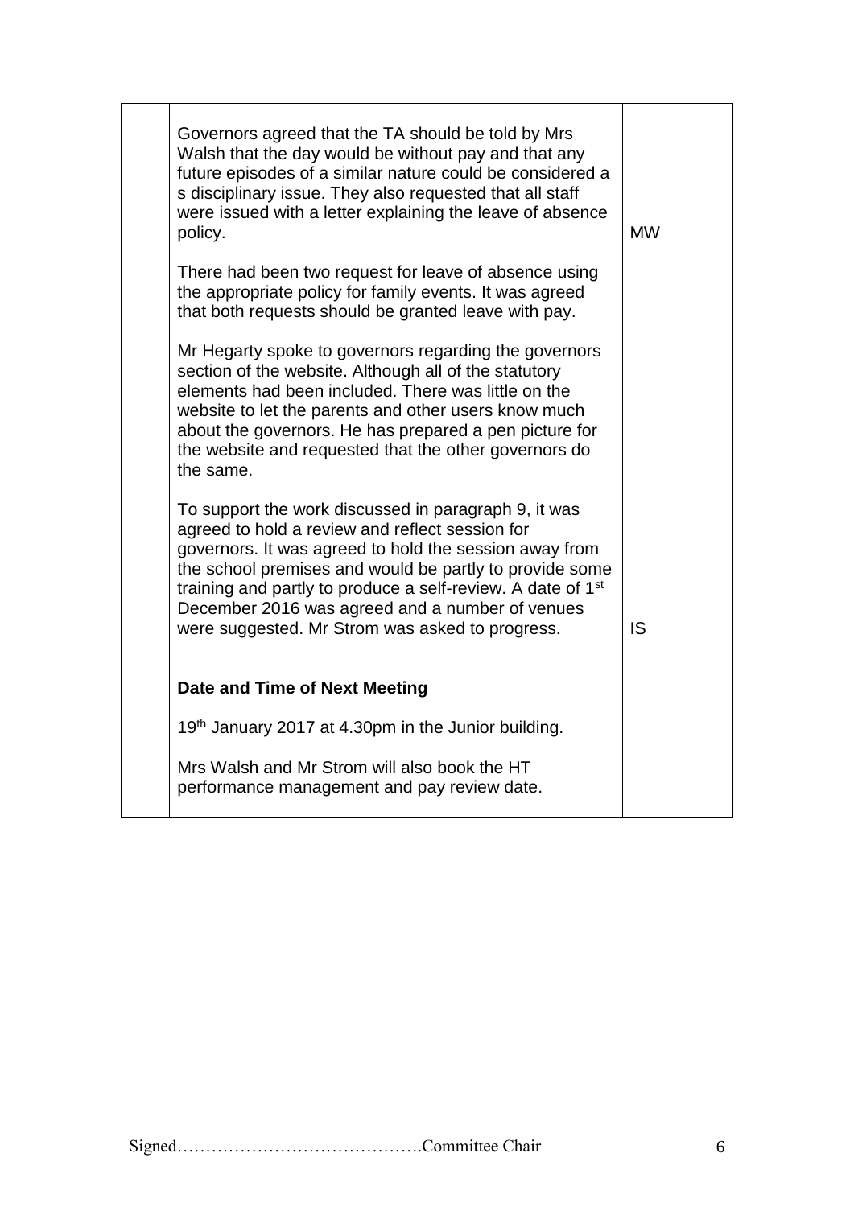| | | |
|---|---|---|
| | Governors agreed that the TA should be told by Mrs Walsh that the day would be without pay and that any future episodes of a similar nature could be considered a s disciplinary issue. They also requested that all staff were issued with a letter explaining the leave of absence policy.<br><br>There had been two request for leave of absence using the appropriate policy for family events. It was agreed that both requests should be granted leave with pay.<br><br>Mr Hegarty spoke to governors regarding the governors section of the website. Although all of the statutory elements had been included. There was little on the website to let the parents and other users know much about the governors. He has prepared a pen picture for the website and requested that the other governors do the same.<br><br>To support the work discussed in paragraph 9, it was agreed to hold a review and reflect session for governors. It was agreed to hold the session away from the school premises and would be partly to provide some training and partly to produce a self-review. A date of 1st December 2016 was agreed and a number of venues were suggested. Mr Strom was asked to progress. | MW<br><br><br><br><br><br><br><br><br><br><br><br><br>IS |
| | **Date and Time of Next Meeting**<br><br>19th January 2017 at 4.30pm in the Junior building.<br><br>Mrs Walsh and Mr Strom will also book the HT performance management and pay review date. | |

Signed…………………………………….Committee Chair